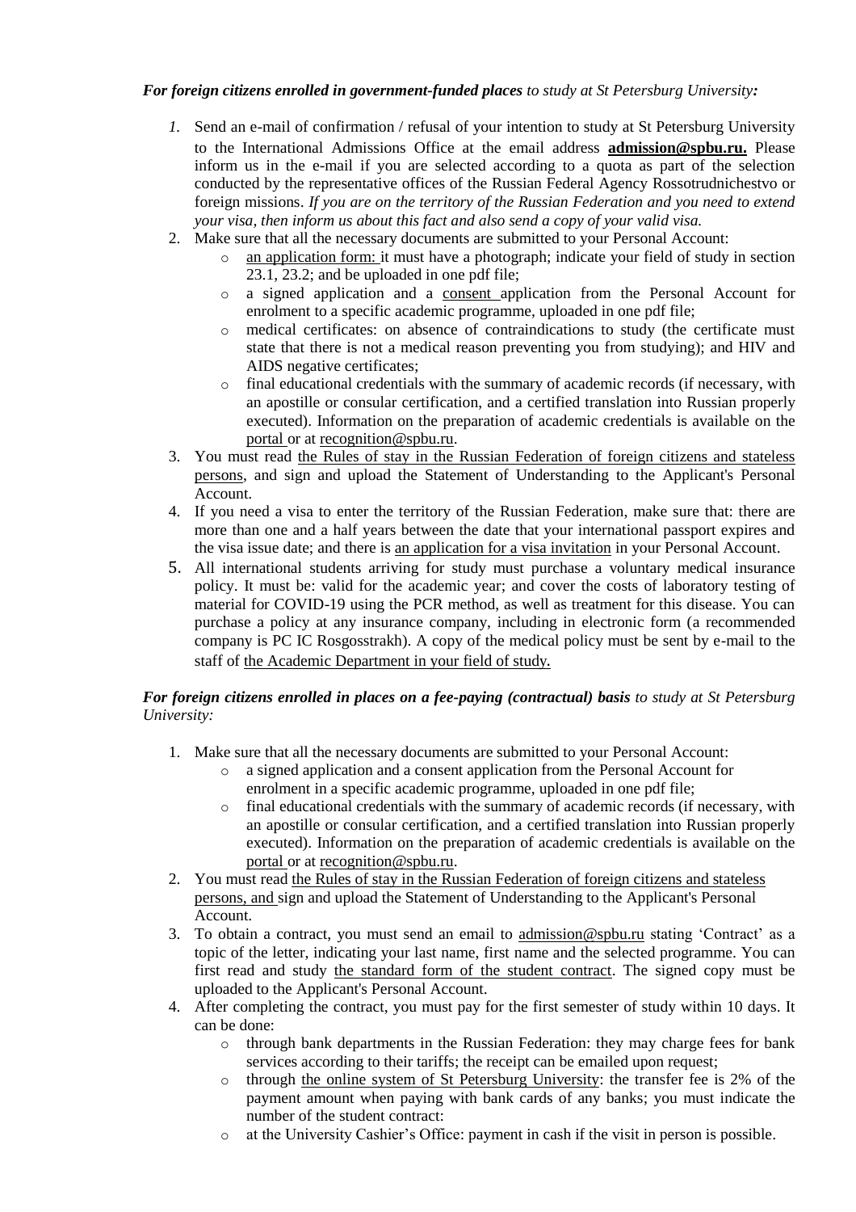***For foreign citizens enrolled in government-funded places** to study at St Petersburg University:*

1. Send an e-mail of confirmation / refusal of your intention to study at St Petersburg University to the International Admissions Office at the email address **admission@spbu.ru.** Please inform us in the e-mail if you are selected according to a quota as part of the selection conducted by the representative offices of the Russian Federal Agency Rossotrudnichestvo or foreign missions. *If you are on the territory of the Russian Federation and you need to extend your visa, then inform us about this fact and also send a copy of your valid visa.*
2. Make sure that all the necessary documents are submitted to your Personal Account:
   - an application form: it must have a photograph; indicate your field of study in section 23.1, 23.2; and be uploaded in one pdf file;
   - a signed application and a consent application from the Personal Account for enrolment to a specific academic programme, uploaded in one pdf file;
   - medical certificates: on absence of contraindications to study (the certificate must state that there is not a medical reason preventing you from studying); and HIV and AIDS negative certificates;
   - final educational credentials with the summary of academic records (if necessary, with an apostille or consular certification, and a certified translation into Russian properly executed). Information on the preparation of academic credentials is available on the portal or at recognition@spbu.ru.
3. You must read the Rules of stay in the Russian Federation of foreign citizens and stateless persons, and sign and upload the Statement of Understanding to the Applicant's Personal Account.
4. If you need a visa to enter the territory of the Russian Federation, make sure that: there are more than one and a half years between the date that your international passport expires and the visa issue date; and there is an application for a visa invitation in your Personal Account.
5. All international students arriving for study must purchase a voluntary medical insurance policy. It must be: valid for the academic year; and cover the costs of laboratory testing of material for COVID-19 using the PCR method, as well as treatment for this disease. You can purchase a policy at any insurance company, including in electronic form (a recommended company is PC IC Rosgosstrakh). A copy of the medical policy must be sent by e-mail to the staff of the Academic Department in your field of study.

***For foreign citizens enrolled in places on a fee-paying (contractual) basis** to study at St Petersburg University:*

1. Make sure that all the necessary documents are submitted to your Personal Account:
   - a signed application and a consent application from the Personal Account for enrolment in a specific academic programme, uploaded in one pdf file;
   - final educational credentials with the summary of academic records (if necessary, with an apostille or consular certification, and a certified translation into Russian properly executed). Information on the preparation of academic credentials is available on the portal or at recognition@spbu.ru.
2. You must read the Rules of stay in the Russian Federation of foreign citizens and stateless persons, and sign and upload the Statement of Understanding to the Applicant's Personal Account.
3. To obtain a contract, you must send an email to admission@spbu.ru stating 'Contract' as a topic of the letter, indicating your last name, first name and the selected programme. You can first read and study the standard form of the student contract. The signed copy must be uploaded to the Applicant's Personal Account.
4. After completing the contract, you must pay for the first semester of study within 10 days. It can be done:
   - through bank departments in the Russian Federation: they may charge fees for bank services according to their tariffs; the receipt can be emailed upon request;
   - through the online system of St Petersburg University: the transfer fee is 2% of the payment amount when paying with bank cards of any banks; you must indicate the number of the student contract:
   - at the University Cashier's Office: payment in cash if the visit in person is possible.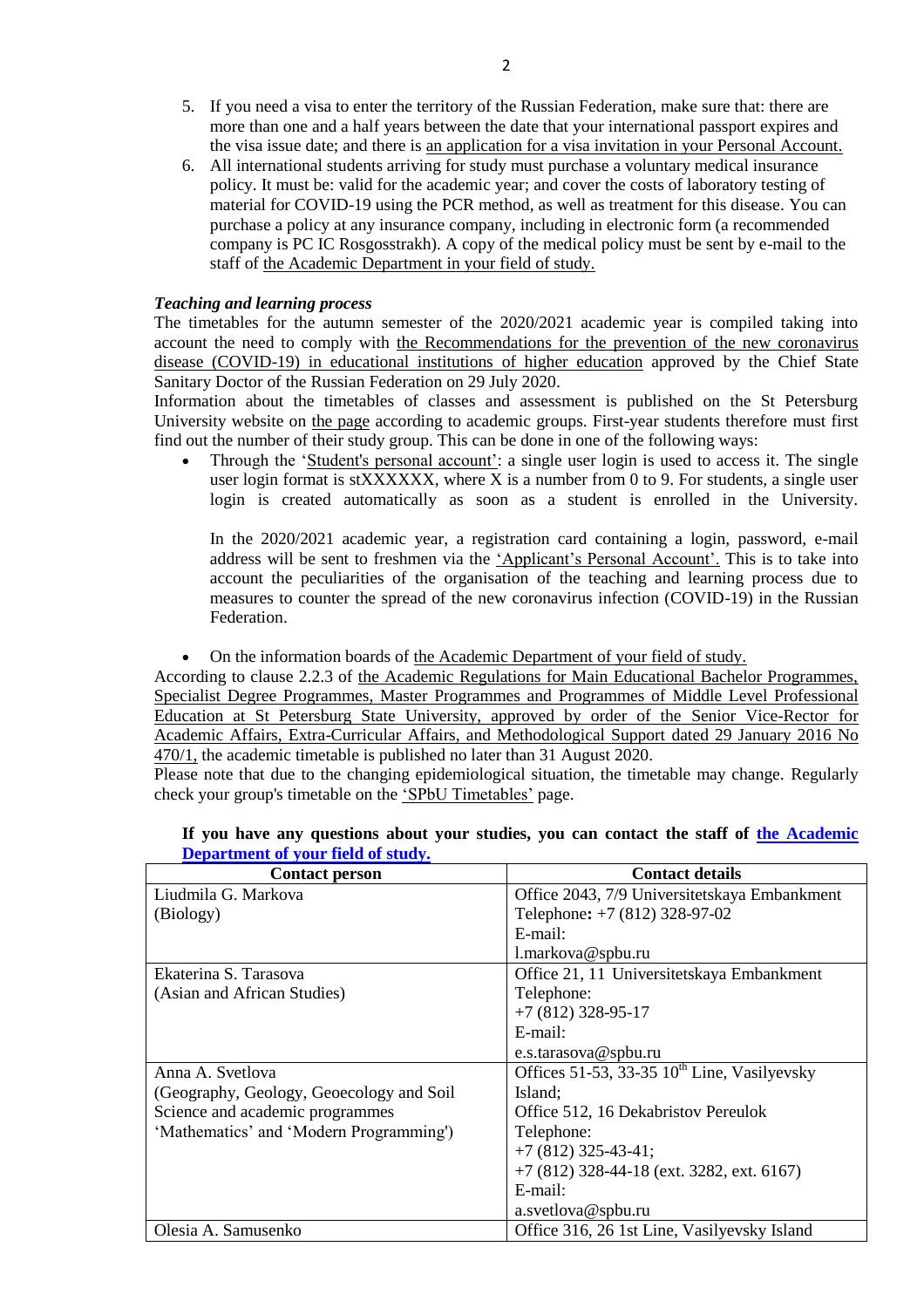5. If you need a visa to enter the territory of the Russian Federation, make sure that: there are more than one and a half years between the date that your international passport expires and the visa issue date; and there is an application for a visa invitation in your Personal Account.
6. All international students arriving for study must purchase a voluntary medical insurance policy. It must be: valid for the academic year; and cover the costs of laboratory testing of material for COVID-19 using the PCR method, as well as treatment for this disease. You can purchase a policy at any insurance company, including in electronic form (a recommended company is PC IC Rosgosstrakh). A copy of the medical policy must be sent by e-mail to the staff of the Academic Department in your field of study.

***Teaching and learning process***

The timetables for the autumn semester of the 2020/2021 academic year is compiled taking into account the need to comply with the Recommendations for the prevention of the new coronavirus disease (COVID-19) in educational institutions of higher education approved by the Chief State Sanitary Doctor of the Russian Federation on 29 July 2020.

Information about the timetables of classes and assessment is published on the St Petersburg University website on the page according to academic groups. First-year students therefore must first find out the number of their study group. This can be done in one of the following ways:

- Through the 'Student's personal account': a single user login is used to access it. The single user login format is stXXXXXX, where X is a number from 0 to 9. For students, a single user login is created automatically as soon as a student is enrolled in the University.

  In the 2020/2021 academic year, a registration card containing a login, password, e-mail address will be sent to freshmen via the 'Applicant's Personal Account'. This is to take into account the peculiarities of the organisation of the teaching and learning process due to measures to counter the spread of the new coronavirus infection (COVID-19) in the Russian Federation.

- On the information boards of the Academic Department of your field of study.

According to clause 2.2.3 of the Academic Regulations for Main Educational Bachelor Programmes, Specialist Degree Programmes, Master Programmes and Programmes of Middle Level Professional Education at St Petersburg State University, approved by order of the Senior Vice-Rector for Academic Affairs, Extra-Curricular Affairs, and Methodological Support dated 29 January 2016 No 470/1, the academic timetable is published no later than 31 August 2020.

Please note that due to the changing epidemiological situation, the timetable may change. Regularly check your group's timetable on the 'SPbU Timetables' page.

**If you have any questions about your studies, you can contact the staff of the Academic Department of your field of study.**

| Contact person | Contact details |
|---|---|
| Liudmila G. Markova (Biology) | Office 2043, 7/9 Universitetskaya Embankment<br>Telephone: +7 (812) 328-97-02<br>E-mail:<br>l.markova@spbu.ru |
| Ekaterina S. Tarasova (Asian and African Studies) | Office 21, 11 Universitetskaya Embankment<br>Telephone:<br>+7 (812) 328-95-17<br>E-mail:<br>e.s.tarasova@spbu.ru |
| Anna A. Svetlova (Geography, Geology, Geoecology and Soil Science and academic programmes 'Mathematics' and 'Modern Programming') | Offices 51-53, 33-35 10th Line, Vasilyevsky Island;<br>Office 512, 16 Dekabristov Pereulok<br>Telephone:<br>+7 (812) 325-43-41;<br>+7 (812) 328-44-18 (ext. 3282, ext. 6167)<br>E-mail:<br>a.svetlova@spbu.ru |
| Olesia A. Samusenko | Office 316, 26 1st Line, Vasilyevsky Island |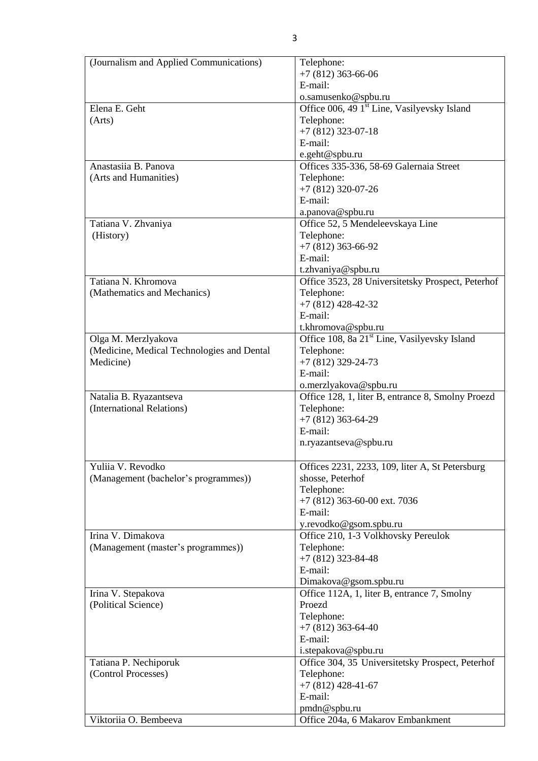| | |
|---|---|
| (Journalism and Applied Communications) | Telephone:<br>+7 (812) 363-66-06<br>E-mail:<br>o.samusenko@spbu.ru |
| Elena E. Geht<br>(Arts) | Office 006, 49 1st Line, Vasilyevsky Island<br>Telephone:<br>+7 (812) 323-07-18<br>E-mail:<br>e.geht@spbu.ru |
| Anastasiia B. Panova<br>(Arts and Humanities) | Offices 335-336, 58-69 Galernaia Street<br>Telephone:<br>+7 (812) 320-07-26<br>E-mail:<br>a.panova@spbu.ru |
| Tatiana V. Zhvaniya<br>(History) | Office 52, 5 Mendeleevskaya Line<br>Telephone:<br>+7 (812) 363-66-92<br>E-mail:<br>t.zhvaniya@spbu.ru |
| Tatiana N. Khromova<br>(Mathematics and Mechanics) | Office 3523, 28 Universitetsky Prospect, Peterhof<br>Telephone:<br>+7 (812) 428-42-32<br>E-mail:<br>t.khromova@spbu.ru |
| Olga M. Merzlyakova<br>(Medicine, Medical Technologies and Dental Medicine) | Office 108, 8a 21st Line, Vasilyevsky Island<br>Telephone:<br>+7 (812) 329-24-73<br>E-mail:<br>o.merzlyakova@spbu.ru |
| Natalia B. Ryazantseva<br>(International Relations) | Office 128, 1, liter B, entrance 8, Smolny Proezd<br>Telephone:<br>+7 (812) 363-64-29<br>E-mail:<br>n.ryazantseva@spbu.ru |
| Yuliia V. Revodko<br>(Management (bachelor's programmes)) | Offices 2231, 2233, 109, liter A, St Petersburg shosse, Peterhof<br>Telephone:<br>+7 (812) 363-60-00 ext. 7036<br>E-mail:<br>y.revodko@gsom.spbu.ru |
| Irina V. Dimakova<br>(Management (master's programmes)) | Office 210, 1-3 Volkhovsky Pereulok<br>Telephone:<br>+7 (812) 323-84-48<br>E-mail:<br>Dimakova@gsom.spbu.ru |
| Irina V. Stepakova<br>(Political Science) | Office 112A, 1, liter B, entrance 7, Smolny Proezd<br>Telephone:<br>+7 (812) 363-64-40<br>E-mail:<br>i.stepakova@spbu.ru |
| Tatiana P. Nechiporuk<br>(Control Processes) | Office 304, 35 Universitetsky Prospect, Peterhof<br>Telephone:<br>+7 (812) 428-41-67<br>E-mail:<br>pmdn@spbu.ru |
| Viktoriia O. Bembeeva | Office 204a, 6 Makarov Embankment |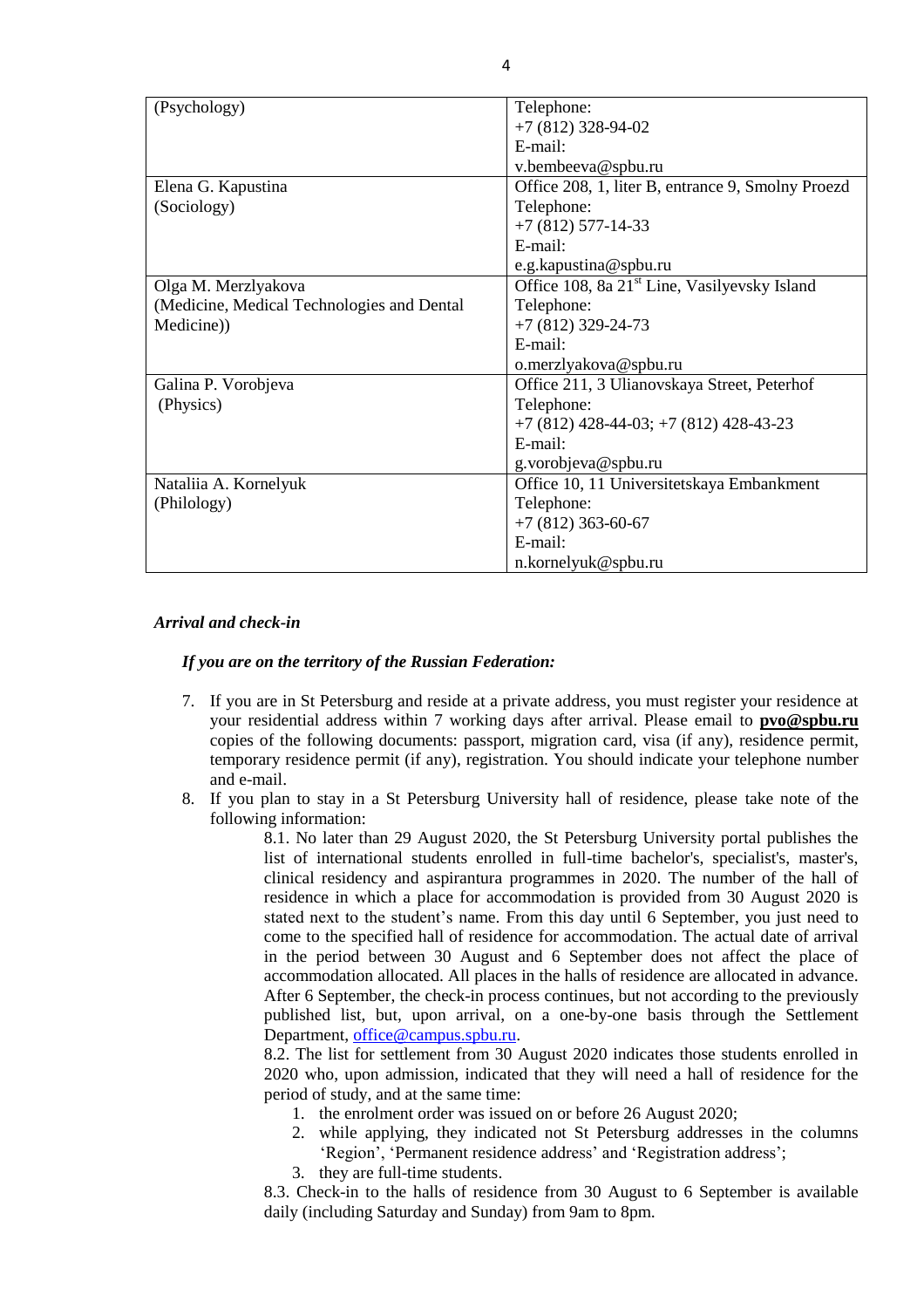| | |
|---|---|
| (Psychology) | Telephone:<br>+7 (812) 328-94-02<br>E-mail:<br>v.bembeeva@spbu.ru |
| Elena G. Kapustina<br>(Sociology) | Office 208, 1, liter B, entrance 9, Smolny Proezd<br>Telephone:<br>+7 (812) 577-14-33<br>E-mail:<br>e.g.kapustina@spbu.ru |
| Olga M. Merzlyakova<br>(Medicine, Medical Technologies and Dental Medicine)) | Office 108, 8a 21st Line, Vasilyevsky Island<br>Telephone:<br>+7 (812) 329-24-73<br>E-mail:<br>o.merzlyakova@spbu.ru |
| Galina P. Vorobjeva<br>(Physics) | Office 211, 3 Ulianovskaya Street, Peterhof<br>Telephone:<br>+7 (812) 428-44-03; +7 (812) 428-43-23<br>E-mail:<br>g.vorobjeva@spbu.ru |
| Nataliia A. Kornelyuk<br>(Philology) | Office 10, 11 Universitetskaya Embankment<br>Telephone:<br>+7 (812) 363-60-67<br>E-mail:<br>n.kornelyuk@spbu.ru |

***Arrival and check-in***

***If you are on the territory of the Russian Federation:***

7. If you are in St Petersburg and reside at a private address, you must register your residence at your residential address within 7 working days after arrival. Please email to **pvo@spbu.ru** copies of the following documents: passport, migration card, visa (if any), residence permit, temporary residence permit (if any), registration. You should indicate your telephone number and e-mail.
8. If you plan to stay in a St Petersburg University hall of residence, please take note of the following information:

   8.1. No later than 29 August 2020, the St Petersburg University portal publishes the list of international students enrolled in full-time bachelor's, specialist's, master's, clinical residency and aspirantura programmes in 2020. The number of the hall of residence in which a place for accommodation is provided from 30 August 2020 is stated next to the student's name. From this day until 6 September, you just need to come to the specified hall of residence for accommodation. The actual date of arrival in the period between 30 August and 6 September does not affect the place of accommodation allocated. All places in the halls of residence are allocated in advance. After 6 September, the check-in process continues, but not according to the previously published list, but, upon arrival, on a one-by-one basis through the Settlement Department, office@campus.spbu.ru.

   8.2. The list for settlement from 30 August 2020 indicates those students enrolled in 2020 who, upon admission, indicated that they will need a hall of residence for the period of study, and at the same time:

   1. the enrolment order was issued on or before 26 August 2020;
   2. while applying, they indicated not St Petersburg addresses in the columns 'Region', 'Permanent residence address' and 'Registration address';
   3. they are full-time students.

   8.3. Check-in to the halls of residence from 30 August to 6 September is available daily (including Saturday and Sunday) from 9am to 8pm.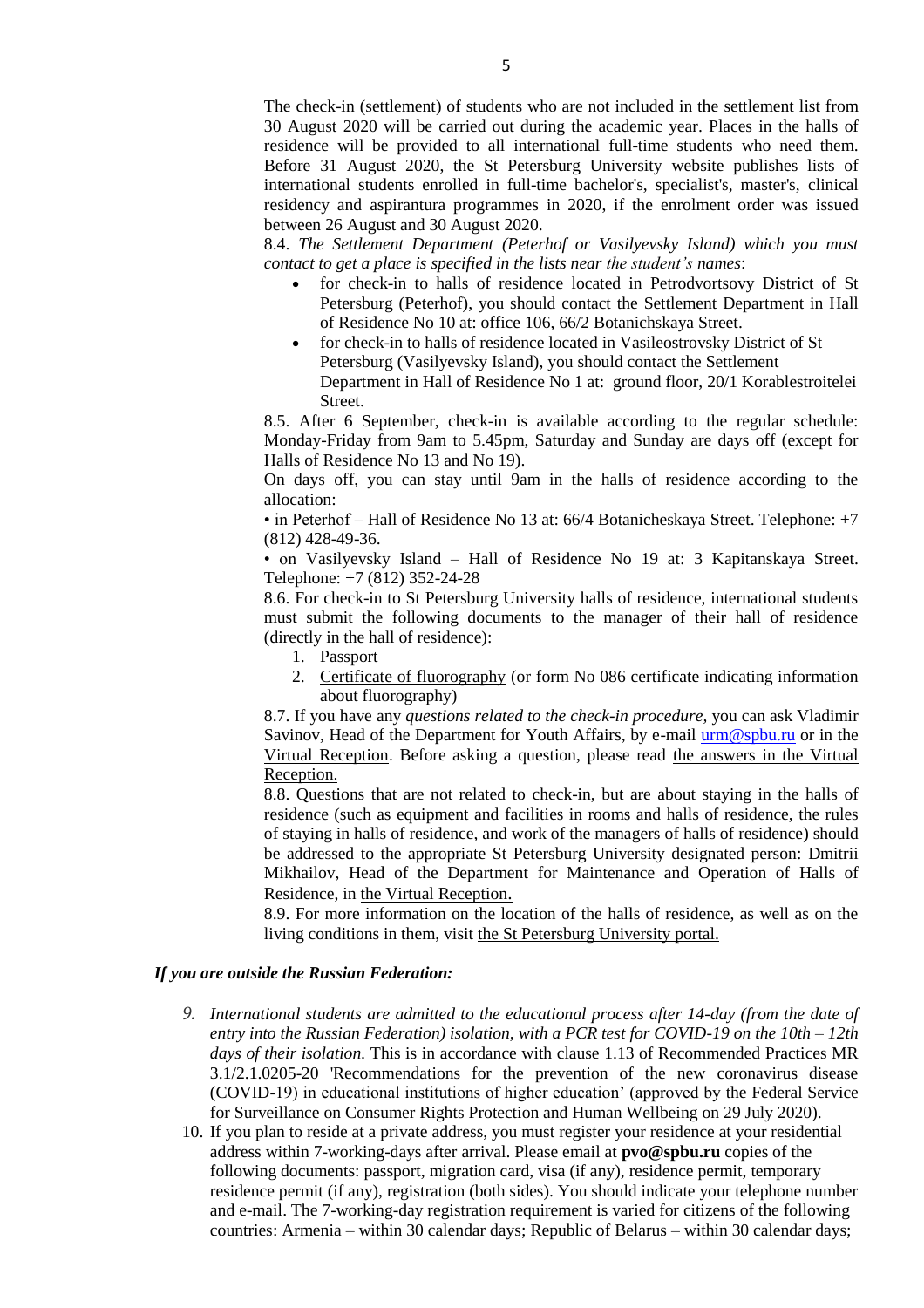The check-in (settlement) of students who are not included in the settlement list from 30 August 2020 will be carried out during the academic year. Places in the halls of residence will be provided to all international full-time students who need them. Before 31 August 2020, the St Petersburg University website publishes lists of international students enrolled in full-time bachelor's, specialist's, master's, clinical residency and aspirantura programmes in 2020, if the enrolment order was issued between 26 August and 30 August 2020.

8.4. *The Settlement Department (Peterhof or Vasilyevsky Island) which you must contact to get a place is specified in the lists near the student's names*:

- for check-in to halls of residence located in Petrodvortsovy District of St Petersburg (Peterhof), you should contact the Settlement Department in Hall of Residence No 10 at: office 106, 66/2 Botanichskaya Street.
- for check-in to halls of residence located in Vasileostrovsky District of St Petersburg (Vasilyevsky Island), you should contact the Settlement Department in Hall of Residence No 1 at: ground floor, 20/1 Korablestroitelei Street.

8.5. After 6 September, check-in is available according to the regular schedule: Monday-Friday from 9am to 5.45pm, Saturday and Sunday are days off (except for Halls of Residence No 13 and No 19).

On days off, you can stay until 9am in the halls of residence according to the allocation:

• in Peterhof – Hall of Residence No 13 at: 66/4 Botanicheskaya Street. Telephone: +7 (812) 428-49-36.

• on Vasilyevsky Island – Hall of Residence No 19 at: 3 Kapitanskaya Street. Telephone: +7 (812) 352-24-28

8.6. For check-in to St Petersburg University halls of residence, international students must submit the following documents to the manager of their hall of residence (directly in the hall of residence):

1. Passport
2. Certificate of fluorography (or form No 086 certificate indicating information about fluorography)

8.7. If you have any *questions related to the check-in procedure*, you can ask Vladimir Savinov, Head of the Department for Youth Affairs, by e-mail urm@spbu.ru or in the Virtual Reception. Before asking a question, please read the answers in the Virtual Reception.

8.8. Questions that are not related to check-in, but are about staying in the halls of residence (such as equipment and facilities in rooms and halls of residence, the rules of staying in halls of residence, and work of the managers of halls of residence) should be addressed to the appropriate St Petersburg University designated person: Dmitrii Mikhailov, Head of the Department for Maintenance and Operation of Halls of Residence, in the Virtual Reception.

8.9. For more information on the location of the halls of residence, as well as on the living conditions in them, visit the St Petersburg University portal.

***If you are outside the Russian Federation:***

9. *International students are admitted to the educational process after 14-day (from the date of entry into the Russian Federation) isolation, with a PCR test for COVID-19 on the 10th – 12th days of their isolation.* This is in accordance with clause 1.13 of Recommended Practices MR 3.1/2.1.0205-20 'Recommendations for the prevention of the new coronavirus disease (COVID-19) in educational institutions of higher education' (approved by the Federal Service for Surveillance on Consumer Rights Protection and Human Wellbeing on 29 July 2020).
10. If you plan to reside at a private address, you must register your residence at your residential address within 7-working-days after arrival. Please email at **pvo@spbu.ru** copies of the following documents: passport, migration card, visa (if any), residence permit, temporary residence permit (if any), registration (both sides). You should indicate your telephone number and e-mail. The 7-working-day registration requirement is varied for citizens of the following countries: Armenia – within 30 calendar days; Republic of Belarus – within 30 calendar days;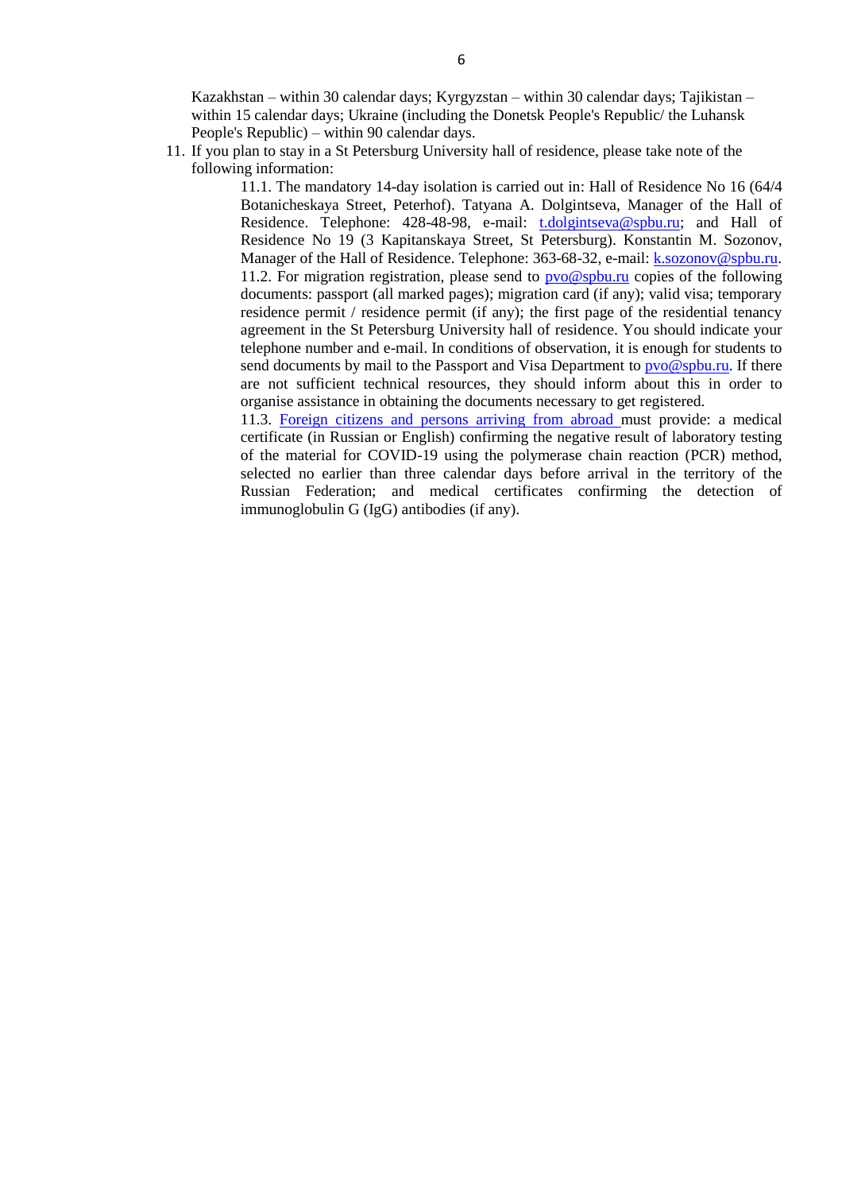Kazakhstan – within 30 calendar days; Kyrgyzstan – within 30 calendar days; Tajikistan – within 15 calendar days; Ukraine (including the Donetsk People's Republic/ the Luhansk People's Republic) – within 90 calendar days.

11. If you plan to stay in a St Petersburg University hall of residence, please take note of the following information:

    11.1. The mandatory 14-day isolation is carried out in: Hall of Residence No 16 (64/4 Botanicheskaya Street, Peterhof). Tatyana A. Dolgintseva, Manager of the Hall of Residence. Telephone: 428-48-98, e-mail: [t.dolgintseva@spbu.ru](mailto:t.dolgintseva@spbu.ru); and Hall of Residence No 19 (3 Kapitanskaya Street, St Petersburg). Konstantin M. Sozonov, Manager of the Hall of Residence. Telephone: 363-68-32, e-mail: [k.sozonov@spbu.ru](mailto:k.sozonov@spbu.ru).

    11.2. For migration registration, please send to [pvo@spbu.ru](mailto:pvo@spbu.ru) copies of the following documents: passport (all marked pages); migration card (if any); valid visa; temporary residence permit / residence permit (if any); the first page of the residential tenancy agreement in the St Petersburg University hall of residence. You should indicate your telephone number and e-mail. In conditions of observation, it is enough for students to send documents by mail to the Passport and Visa Department to [pvo@spbu.ru](mailto:pvo@spbu.ru). If there are not sufficient technical resources, they should inform about this in order to organise assistance in obtaining the documents necessary to get registered.

    11.3. Foreign citizens and persons arriving from abroad must provide: a medical certificate (in Russian or English) confirming the negative result of laboratory testing of the material for COVID-19 using the polymerase chain reaction (PCR) method, selected no earlier than three calendar days before arrival in the territory of the Russian Federation; and medical certificates confirming the detection of immunoglobulin G (IgG) antibodies (if any).